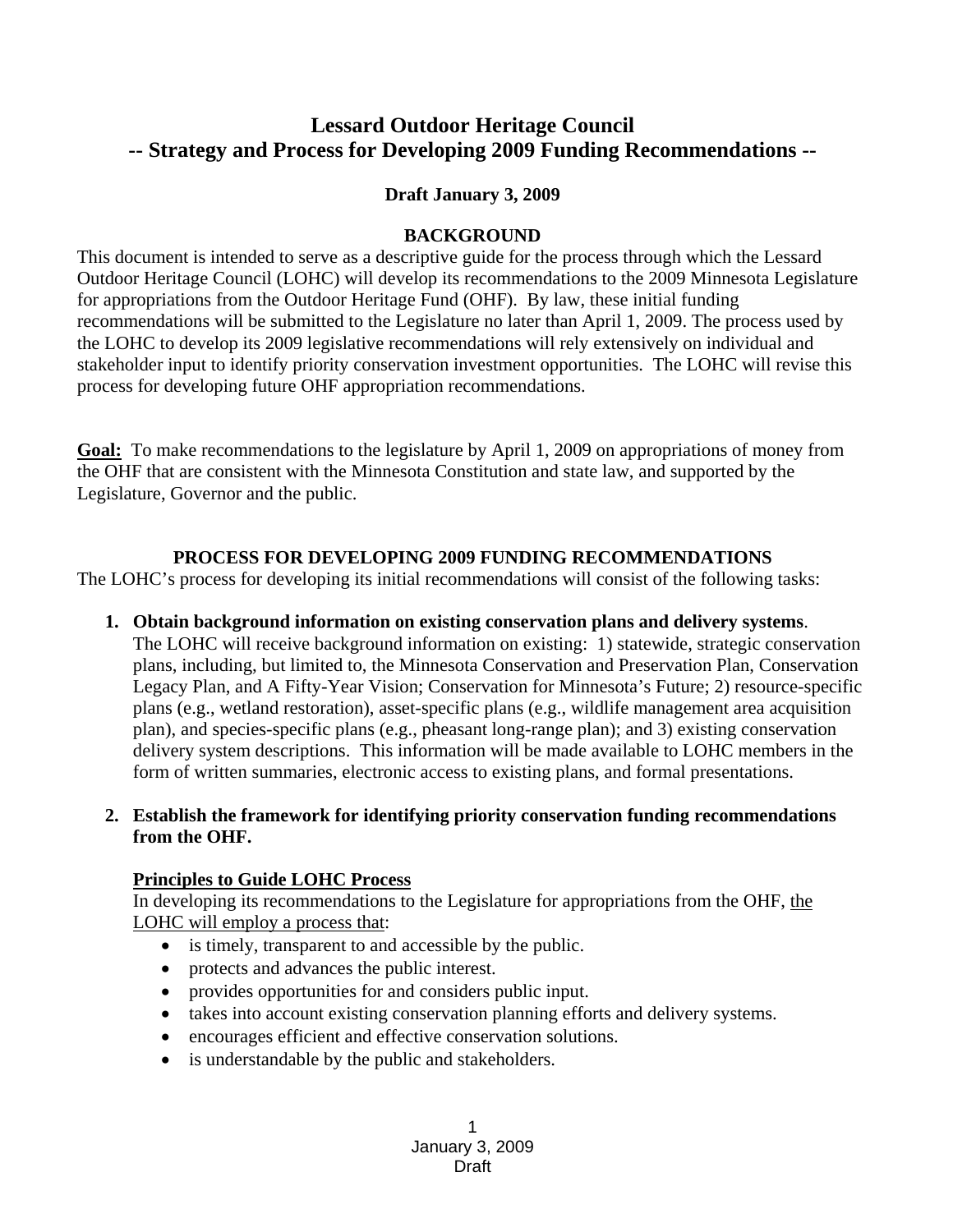# Lessard Outdoor Heritage Council
# -- Strategy and Process for Developing 2009 Funding Recommendations --

**Draft January 3, 2009**

## BACKGROUND

This document is intended to serve as a descriptive guide for the process through which the Lessard Outdoor Heritage Council (LOHC) will develop its recommendations to the 2009 Minnesota Legislature for appropriations from the Outdoor Heritage Fund (OHF). By law, these initial funding recommendations will be submitted to the Legislature no later than April 1, 2009. The process used by the LOHC to develop its 2009 legislative recommendations will rely extensively on individual and stakeholder input to identify priority conservation investment opportunities. The LOHC will revise this process for developing future OHF appropriation recommendations.

**Goal:** To make recommendations to the legislature by April 1, 2009 on appropriations of money from the OHF that are consistent with the Minnesota Constitution and state law, and supported by the Legislature, Governor and the public.

## PROCESS FOR DEVELOPING 2009 FUNDING RECOMMENDATIONS

The LOHC's process for developing its initial recommendations will consist of the following tasks:

1. **Obtain background information on existing conservation plans and delivery systems**. The LOHC will receive background information on existing: 1) statewide, strategic conservation plans, including, but limited to, the Minnesota Conservation and Preservation Plan, Conservation Legacy Plan, and A Fifty-Year Vision; Conservation for Minnesota's Future; 2) resource-specific plans (e.g., wetland restoration), asset-specific plans (e.g., wildlife management area acquisition plan), and species-specific plans (e.g., pheasant long-range plan); and 3) existing conservation delivery system descriptions. This information will be made available to LOHC members in the form of written summaries, electronic access to existing plans, and formal presentations.

2. **Establish the framework for identifying priority conservation funding recommendations from the OHF.**

   **Principles to Guide LOHC Process**
   
   In developing its recommendations to the Legislature for appropriations from the OHF, the LOHC will employ a process that:
   - is timely, transparent to and accessible by the public.
   - protects and advances the public interest.
   - provides opportunities for and considers public input.
   - takes into account existing conservation planning efforts and delivery systems.
   - encourages efficient and effective conservation solutions.
   - is understandable by the public and stakeholders.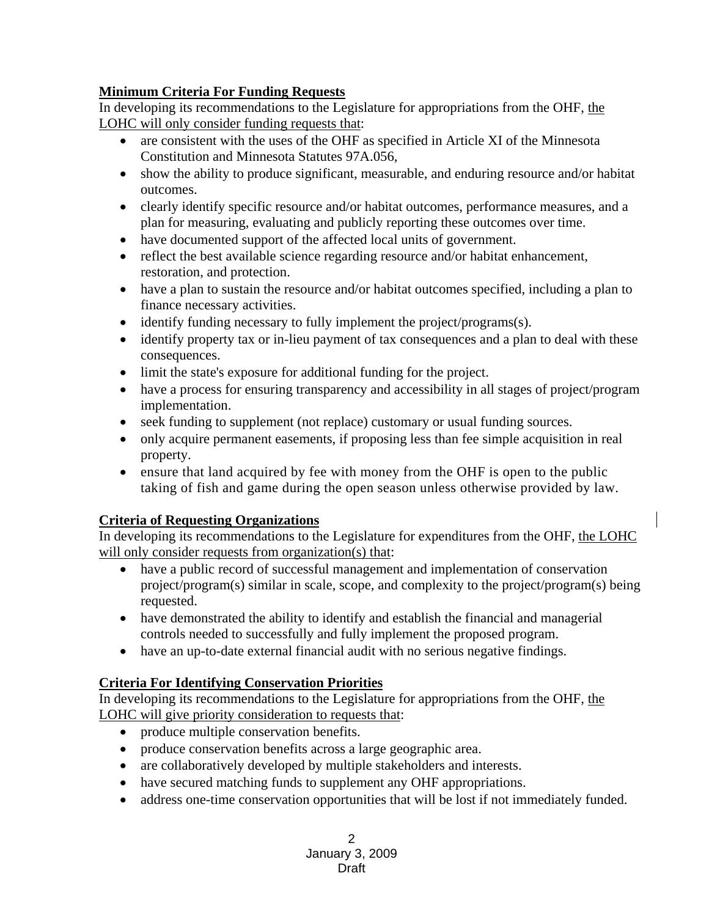## Minimum Criteria For Funding Requests

In developing its recommendations to the Legislature for appropriations from the OHF, <u>the LOHC will only consider funding requests that</u>:

- are consistent with the uses of the OHF as specified in Article XI of the Minnesota Constitution and Minnesota Statutes 97A.056,
- show the ability to produce significant, measurable, and enduring resource and/or habitat outcomes.
- clearly identify specific resource and/or habitat outcomes, performance measures, and a plan for measuring, evaluating and publicly reporting these outcomes over time.
- have documented support of the affected local units of government.
- reflect the best available science regarding resource and/or habitat enhancement, restoration, and protection.
- have a plan to sustain the resource and/or habitat outcomes specified, including a plan to finance necessary activities.
- identify funding necessary to fully implement the project/programs(s).
- identify property tax or in-lieu payment of tax consequences and a plan to deal with these consequences.
- limit the state's exposure for additional funding for the project.
- have a process for ensuring transparency and accessibility in all stages of project/program implementation.
- seek funding to supplement (not replace) customary or usual funding sources.
- only acquire permanent easements, if proposing less than fee simple acquisition in real property.
- ensure that land acquired by fee with money from the OHF is open to the public taking of fish and game during the open season unless otherwise provided by law.

## Criteria of Requesting Organizations

In developing its recommendations to the Legislature for expenditures from the OHF, <u>the LOHC will only consider requests from organization(s) that</u>:

- have a public record of successful management and implementation of conservation project/program(s) similar in scale, scope, and complexity to the project/program(s) being requested.
- have demonstrated the ability to identify and establish the financial and managerial controls needed to successfully and fully implement the proposed program.
- have an up-to-date external financial audit with no serious negative findings.

## Criteria For Identifying Conservation Priorities

In developing its recommendations to the Legislature for appropriations from the OHF, <u>the LOHC will give priority consideration to requests that</u>:

- produce multiple conservation benefits.
- produce conservation benefits across a large geographic area.
- are collaboratively developed by multiple stakeholders and interests.
- have secured matching funds to supplement any OHF appropriations.
- address one-time conservation opportunities that will be lost if not immediately funded.

January 3, 2009
Draft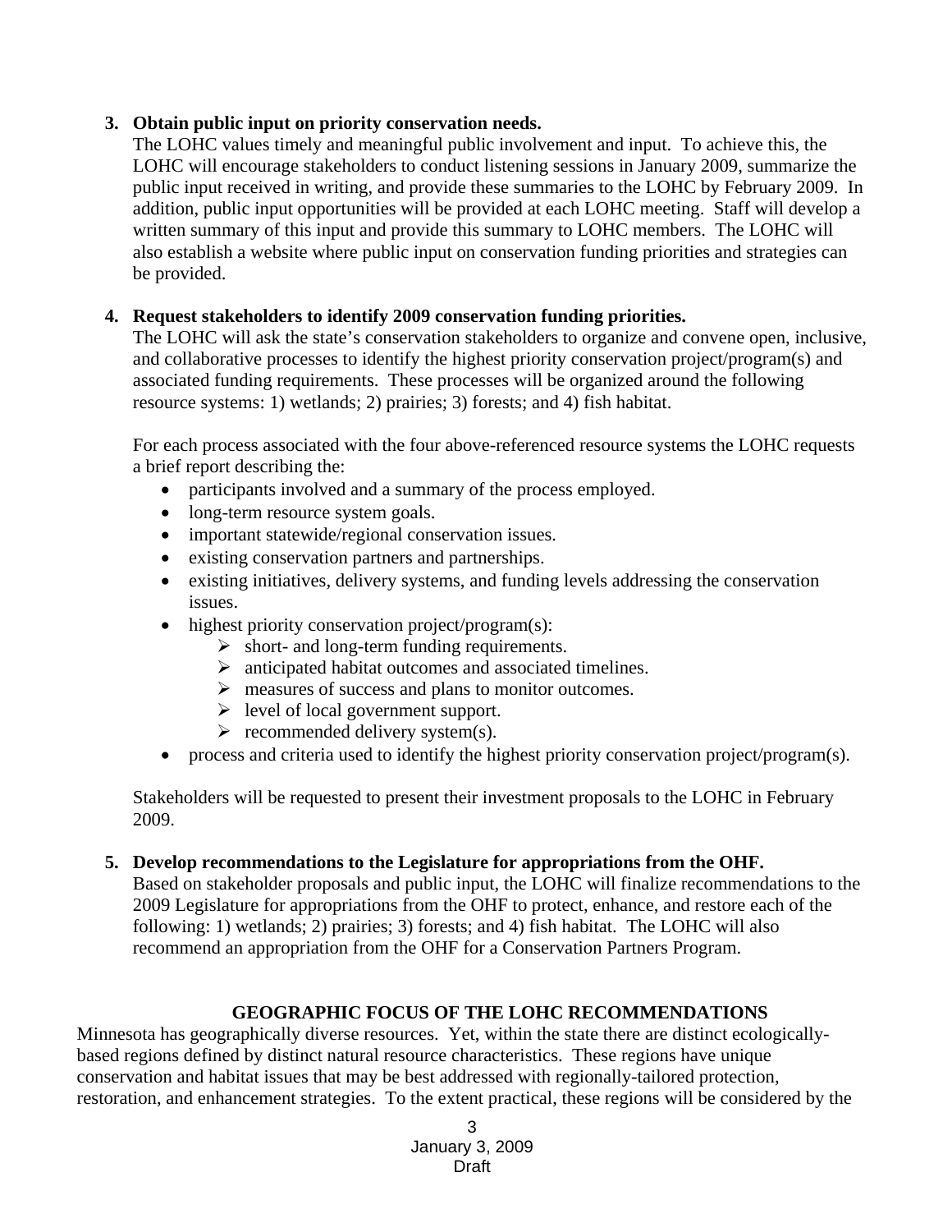3. **Obtain public input on priority conservation needs.**
   The LOHC values timely and meaningful public involvement and input. To achieve this, the LOHC will encourage stakeholders to conduct listening sessions in January 2009, summarize the public input received in writing, and provide these summaries to the LOHC by February 2009. In addition, public input opportunities will be provided at each LOHC meeting. Staff will develop a written summary of this input and provide this summary to LOHC members. The LOHC will also establish a website where public input on conservation funding priorities and strategies can be provided.

4. **Request stakeholders to identify 2009 conservation funding priorities.**
   The LOHC will ask the state's conservation stakeholders to organize and convene open, inclusive, and collaborative processes to identify the highest priority conservation project/program(s) and associated funding requirements. These processes will be organized around the following resource systems: 1) wetlands; 2) prairies; 3) forests; and 4) fish habitat.

   For each process associated with the four above-referenced resource systems the LOHC requests a brief report describing the:

   - participants involved and a summary of the process employed.
   - long-term resource system goals.
   - important statewide/regional conservation issues.
   - existing conservation partners and partnerships.
   - existing initiatives, delivery systems, and funding levels addressing the conservation issues.
   - highest priority conservation project/program(s):
     - short- and long-term funding requirements.
     - anticipated habitat outcomes and associated timelines.
     - measures of success and plans to monitor outcomes.
     - level of local government support.
     - recommended delivery system(s).
   - process and criteria used to identify the highest priority conservation project/program(s).

   Stakeholders will be requested to present their investment proposals to the LOHC in February 2009.

5. **Develop recommendations to the Legislature for appropriations from the OHF.**
   Based on stakeholder proposals and public input, the LOHC will finalize recommendations to the 2009 Legislature for appropriations from the OHF to protect, enhance, and restore each of the following: 1) wetlands; 2) prairies; 3) forests; and 4) fish habitat. The LOHC will also recommend an appropriation from the OHF for a Conservation Partners Program.

## GEOGRAPHIC FOCUS OF THE LOHC RECOMMENDATIONS

Minnesota has geographically diverse resources. Yet, within the state there are distinct ecologically-based regions defined by distinct natural resource characteristics. These regions have unique conservation and habitat issues that may be best addressed with regionally-tailored protection, restoration, and enhancement strategies. To the extent practical, these regions will be considered by the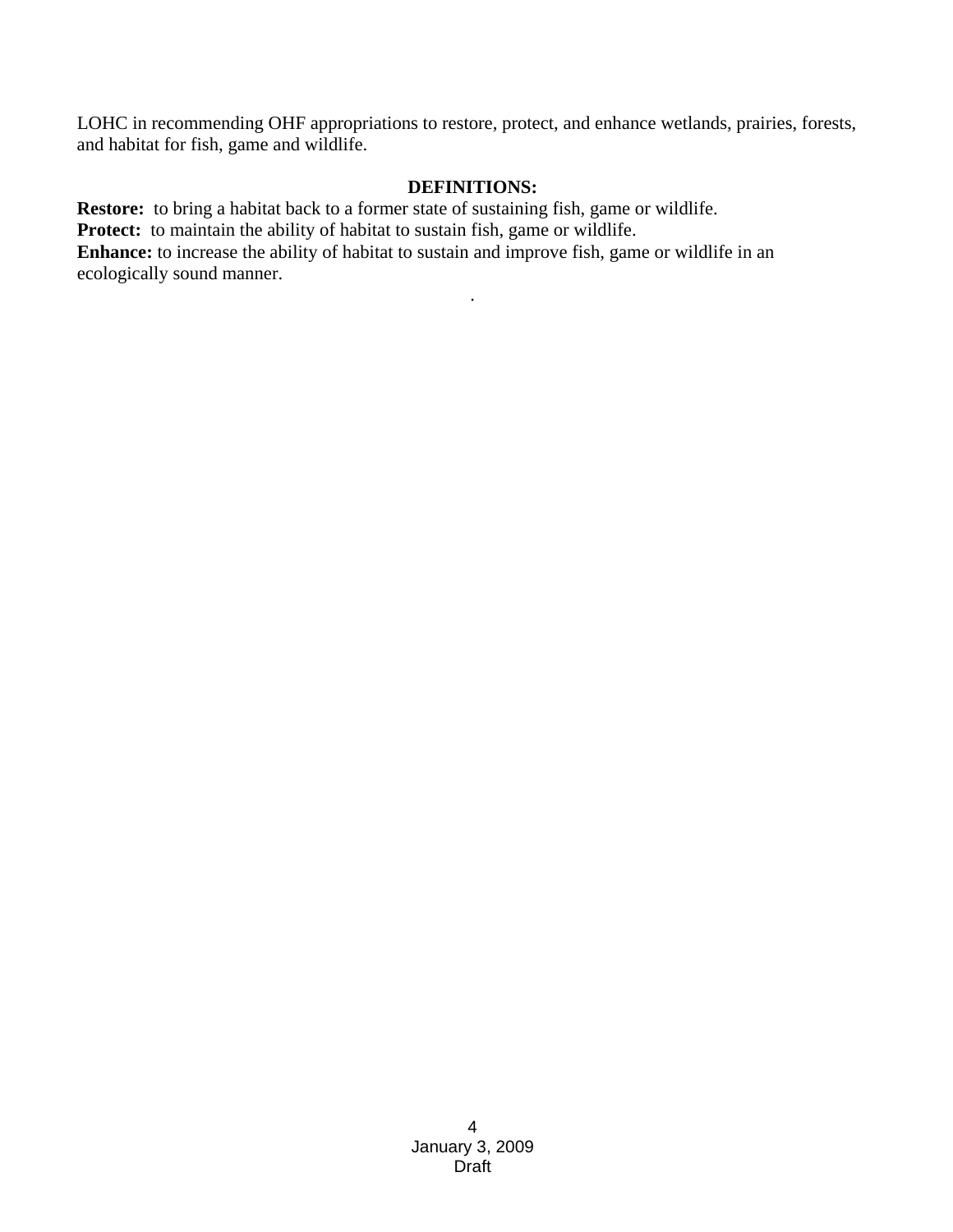LOHC in recommending OHF appropriations to restore, protect, and enhance wetlands, prairies, forests, and habitat for fish, game and wildlife.

**DEFINITIONS:**

**Restore:** to bring a habitat back to a former state of sustaining fish, game or wildlife.
**Protect:** to maintain the ability of habitat to sustain fish, game or wildlife.
**Enhance:** to increase the ability of habitat to sustain and improve fish, game or wildlife in an ecologically sound manner.

.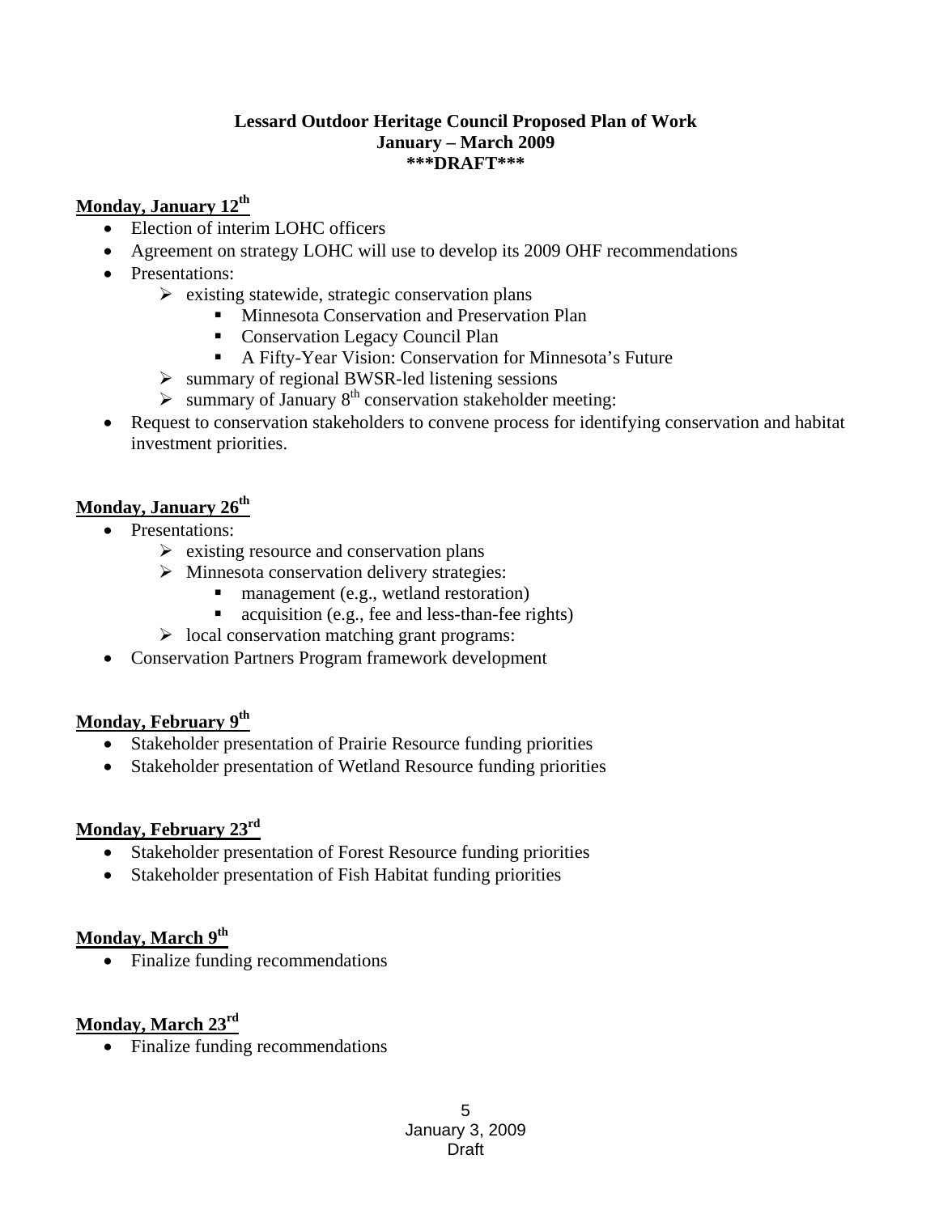**Lessard Outdoor Heritage Council Proposed Plan of Work**
**January – March 2009**
**\*\*\*DRAFT\*\*\***

## Monday, January 12th

- Election of interim LOHC officers
- Agreement on strategy LOHC will use to develop its 2009 OHF recommendations
- Presentations:
  - existing statewide, strategic conservation plans
    - Minnesota Conservation and Preservation Plan
    - Conservation Legacy Council Plan
    - A Fifty-Year Vision: Conservation for Minnesota's Future
  - summary of regional BWSR-led listening sessions
  - summary of January 8th conservation stakeholder meeting:
- Request to conservation stakeholders to convene process for identifying conservation and habitat investment priorities.

## Monday, January 26th

- Presentations:
  - existing resource and conservation plans
  - Minnesota conservation delivery strategies:
    - management (e.g., wetland restoration)
    - acquisition (e.g., fee and less-than-fee rights)
  - local conservation matching grant programs:
- Conservation Partners Program framework development

## Monday, February 9th

- Stakeholder presentation of Prairie Resource funding priorities
- Stakeholder presentation of Wetland Resource funding priorities

## Monday, February 23rd

- Stakeholder presentation of Forest Resource funding priorities
- Stakeholder presentation of Fish Habitat funding priorities

## Monday, March 9th

- Finalize funding recommendations

## Monday, March 23rd

- Finalize funding recommendations

January 3, 2009
Draft